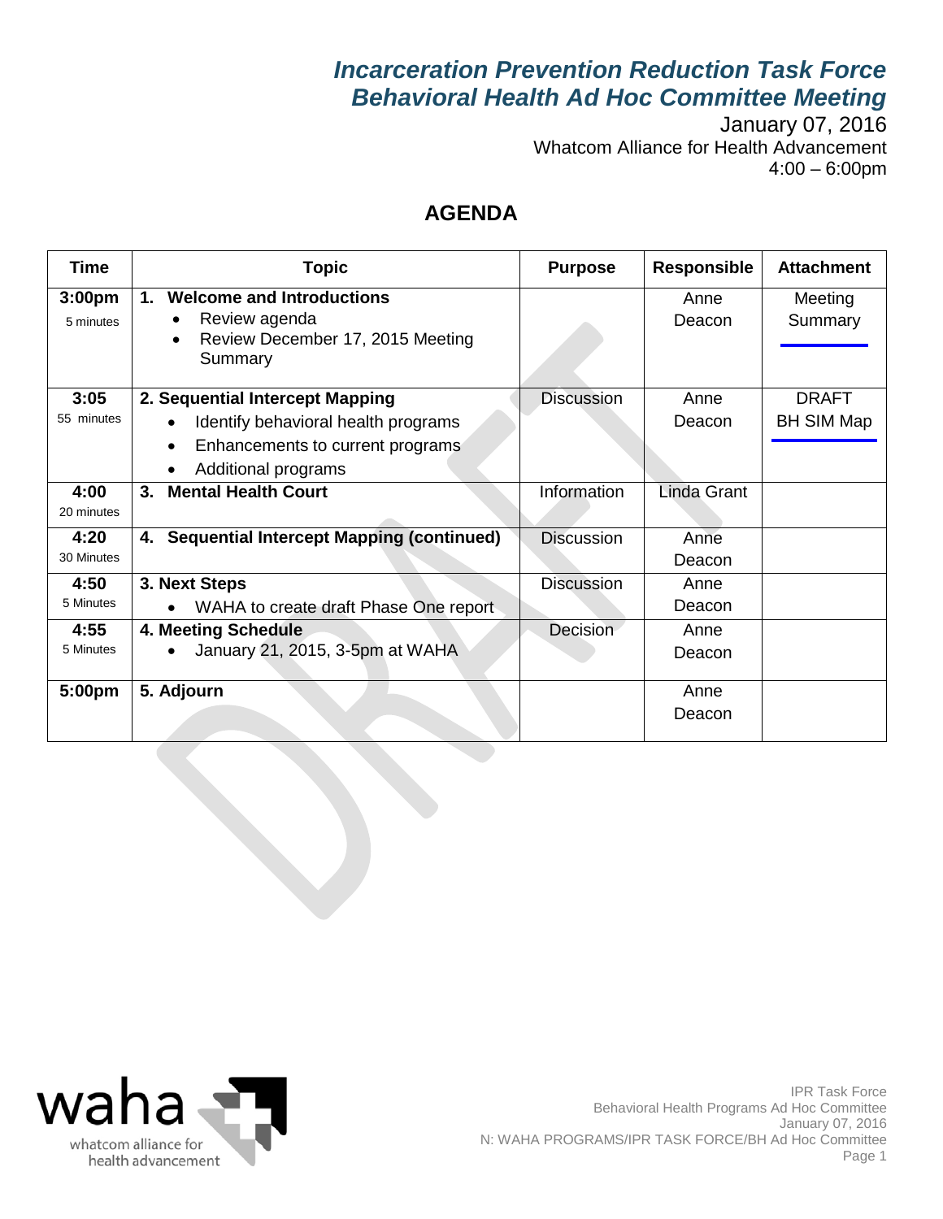# *Incarceration Prevention Reduction Task Force*
# *Behavioral Health Ad Hoc Committee Meeting*

January 07, 2016
Whatcom Alliance for Health Advancement
4:00 – 6:00pm

## AGENDA

| Time | Topic | Purpose | Responsible | Attachment |
|---|---|---|---|---|
| **3:00pm** 5 minutes | **1. Welcome and Introductions** <br>• Review agenda <br>• Review December 17, 2015 Meeting Summary | | Anne Deacon | Meeting Summary |
| **3:05** 55 minutes | **2. Sequential Intercept Mapping** <br>• Identify behavioral health programs <br>• Enhancements to current programs <br>• Additional programs | Discussion | Anne Deacon | DRAFT BH SIM Map |
| **4:00** 20 minutes | **3. Mental Health Court** | Information | Linda Grant | |
| **4:20** 30 Minutes | **4. Sequential Intercept Mapping (continued)** | Discussion | Anne Deacon | |
| **4:50** 5 Minutes | **3. Next Steps** <br>• WAHA to create draft Phase One report | Discussion | Anne Deacon | |
| **4:55** 5 Minutes | **4. Meeting Schedule** <br>• January 21, 2015, 3-5pm at WAHA | Decision | Anne Deacon | |
| **5:00pm** | **5. Adjourn** | | Anne Deacon | |

IPR Task Force
Behavioral Health Programs Ad Hoc Committee
January 07, 2016
N: WAHA PROGRAMS/IPR TASK FORCE/BH Ad Hoc Committee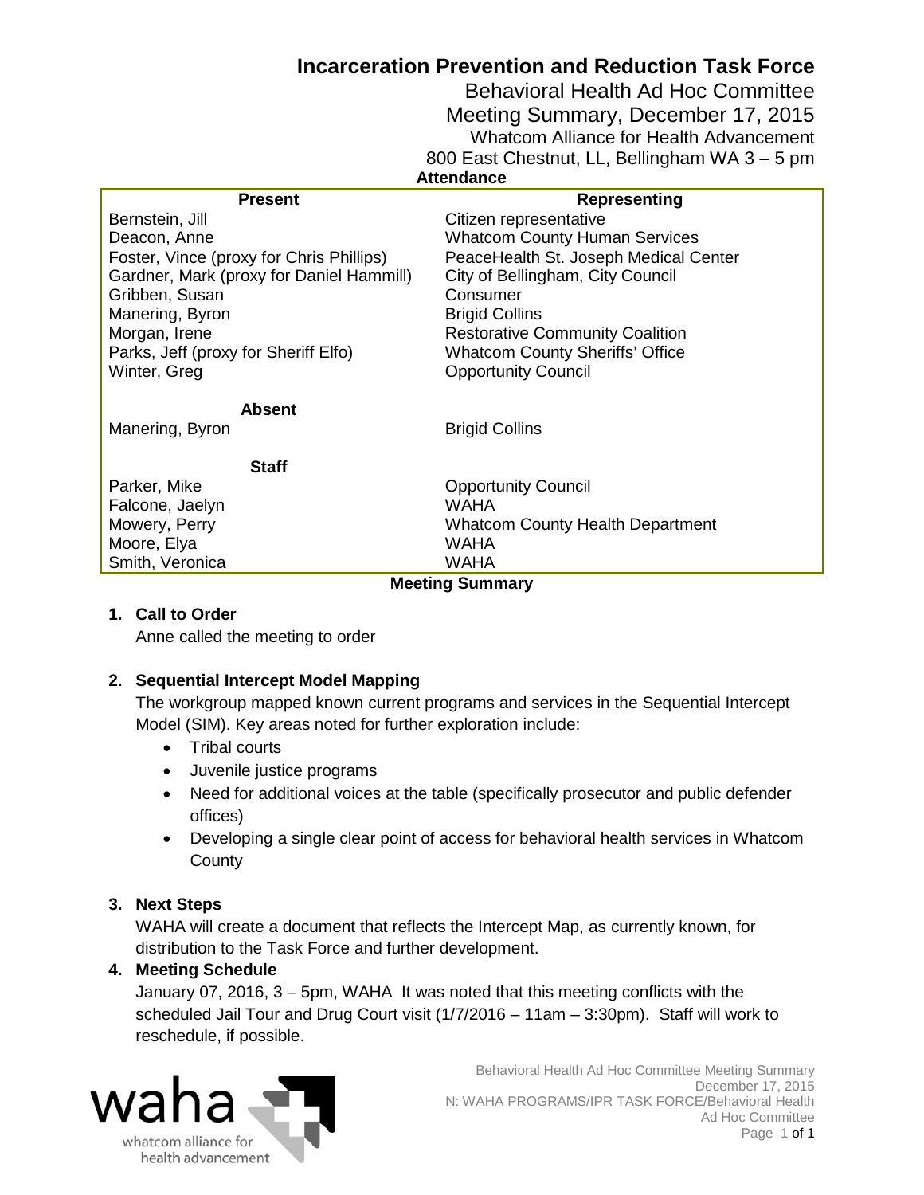# Incarceration Prevention and Reduction Task Force

## Behavioral Health Ad Hoc Committee

## Meeting Summary, December 17, 2015

Whatcom Alliance for Health Advancement

800 East Chestnut, LL, Bellingham WA 3 – 5 pm

### Attendance

| Present | Representing |
|---|---|
| Bernstein, Jill | Citizen representative |
| Deacon, Anne | Whatcom County Human Services |
| Foster, Vince (proxy for Chris Phillips) | PeaceHealth St. Joseph Medical Center |
| Gardner, Mark (proxy for Daniel Hammill) | City of Bellingham, City Council |
| Gribben, Susan | Consumer |
| Manering, Byron | Brigid Collins |
| Morgan, Irene | Restorative Community Coalition |
| Parks, Jeff (proxy for Sheriff Elfo) | Whatcom County Sheriffs' Office |
| Winter, Greg | Opportunity Council |
| **Absent** | |
| Manering, Byron | Brigid Collins |
| **Staff** | |
| Parker, Mike | Opportunity Council |
| Falcone, Jaelyn | WAHA |
| Mowery, Perry | Whatcom County Health Department |
| Moore, Elya | WAHA |
| Smith, Veronica | WAHA |

### Meeting Summary

1. **Call to Order**

   Anne called the meeting to order

2. **Sequential Intercept Model Mapping**

   The workgroup mapped known current programs and services in the Sequential Intercept Model (SIM). Key areas noted for further exploration include:

   - Tribal courts
   - Juvenile justice programs
   - Need for additional voices at the table (specifically prosecutor and public defender offices)
   - Developing a single clear point of access for behavioral health services in Whatcom County

3. **Next Steps**

   WAHA will create a document that reflects the Intercept Map, as currently known, for distribution to the Task Force and further development.

4. **Meeting Schedule**

   January 07, 2016, 3 – 5pm, WAHA It was noted that this meeting conflicts with the scheduled Jail Tour and Drug Court visit (1/7/2016 – 11am – 3:30pm). Staff will work to reschedule, if possible.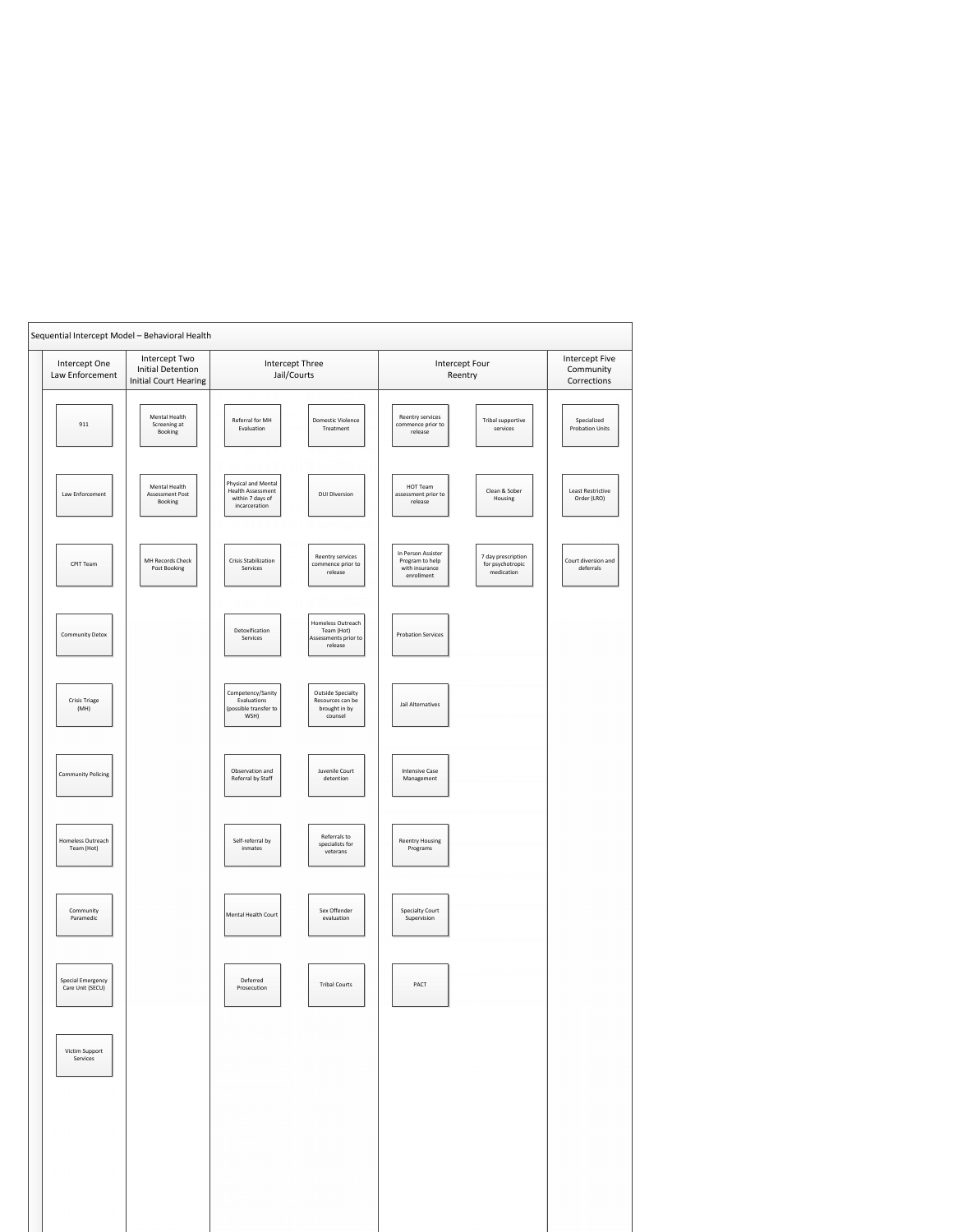Sequential Intercept Model – Behavioral Health

| Intercept One Law Enforcement | Intercept Two Initial Detention Initial Court Hearing | Intercept Three Jail/Courts | | Intercept Four Reentry | | Intercept Five Community Corrections |
|---|---|---|---|---|---|---|
| 911 | Mental Health Screening at Booking | Referral for MH Evaluation | Domestic Violence Treatment | Reentry services commence prior to release | Tribal supportive services | Specialized Probation Units |
| Law Enforcement | Mental Health Assessment Post Booking | Physical and Mental Health Assessment within 7 days of incarceration | DUI Diversion | HOT Team assessment prior to release | Clean & Sober Housing | Least Restrictive Order (LRO) |
| CPIT Team | MH Records Check Post Booking | Crisis Stabilization Services | Reentry services commence prior to release | In Person Assister Program to help with insurance enrollment | 7 day prescription for psychotropic medication | Court diversion and deferrals |
| Community Detox | | Detoxification Services | Homeless Outreach Team (Hot) Assessments prior to release | Probation Services | | |
| Crisis Triage (MH) | | Competency/Sanity Evaluations (possible transfer to WSH) | Outside Specialty Resources can be brought in by counsel | Jail Alternatives | | |
| Community Policing | | Observation and Referral by Staff | Juvenile Court detention | Intensive Case Management | | |
| Homeless Outreach Team (Hot) | | Self-referral by inmates | Referrals to specialists for veterans | Reentry Housing Programs | | |
| Community Paramedic | | Mental Health Court | Sex Offender evaluation | Specialty Court Supervision | | |
| Special Emergency Care Unit (SECU) | | Deferred Prosecution | Tribal Courts | PACT | | |
| Victim Support Services | | | | | | |